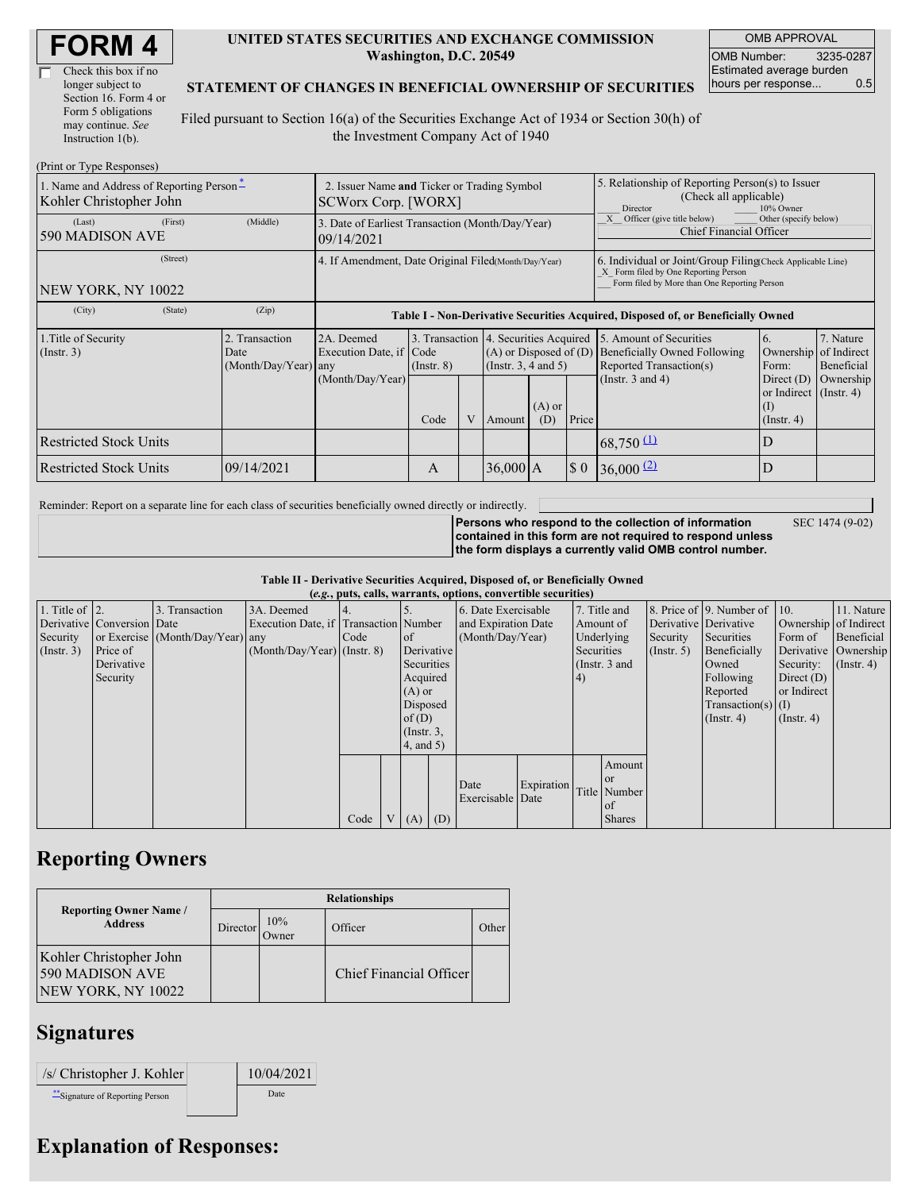# FORM 4

☐ Check this box if no longer subject to Section 16. Form 4 or Form 5 obligations may continue. *See* Instruction 1(b).

**UNITED STATES SECURITIES AND EXCHANGE COMMISSION**
**Washington, D.C. 20549**

**STATEMENT OF CHANGES IN BENEFICIAL OWNERSHIP OF SECURITIES**

Filed pursuant to Section 16(a) of the Securities Exchange Act of 1934 or Section 30(h) of the Investment Company Act of 1940

| OMB APPROVAL | |
|---|---|
| OMB Number: | 3235-0287 |
| Estimated average burden hours per response... | 0.5 |

(Print or Type Responses)

| 1. Name and Address of Reporting Person* | 2. Issuer Name **and** Ticker or Trading Symbol | 5. Relationship of Reporting Person(s) to Issuer (Check all applicable) |
|---|---|---|
| Kohler Christopher John | SCWorx Corp. [WORX] | ___ Director ___ 10% Owner _X_ Officer (give title below) ___ Other (specify below) |
| (Last) (First) (Middle) 590 MADISON AVE | 3. Date of Earliest Transaction (Month/Day/Year) 09/14/2021 | Chief Financial Officer |
| (Street) NEW YORK, NY 10022 | 4. If Amendment, Date Original Filed (Month/Day/Year) | 6. Individual or Joint/Group Filing (Check Applicable Line) _X_ Form filed by One Reporting Person ___ Form filed by More than One Reporting Person |
| (City) (State) (Zip) | | |

**Table I - Non-Derivative Securities Acquired, Disposed of, or Beneficially Owned**

| 1.Title of Security (Instr. 3) | 2. Transaction Date (Month/Day/Year) | 2A. Deemed Execution Date, if any (Month/Day/Year) | 3. Transaction Code (Instr. 8) | | 4. Securities Acquired (A) or Disposed of (D) (Instr. 3, 4 and 5) | | | 5. Amount of Securities Beneficially Owned Following Reported Transaction(s) (Instr. 3 and 4) | 6. Ownership Form: Direct (D) or Indirect (I) (Instr. 4) | 7. Nature of Indirect Beneficial Ownership (Instr. 4) |
|---|---|---|---|---|---|---|---|---|---|---|
| | | | Code | V | Amount | (A) or (D) | Price | | | |
| Restricted Stock Units | | | | | | | | 68,750 (1) | D | |
| Restricted Stock Units | 09/14/2021 | | A | | 36,000 | A | $ 0 | 36,000 (2) | D | |

Reminder: Report on a separate line for each class of securities beneficially owned directly or indirectly.

**Persons who respond to the collection of information contained in this form are not required to respond unless the form displays a currently valid OMB control number.** SEC 1474 (9-02)

**Table II - Derivative Securities Acquired, Disposed of, or Beneficially Owned**
**(*e.g.*, puts, calls, warrants, options, convertible securities)**

| 1. Title of Derivative Security (Instr. 3) | 2. Conversion or Exercise Price of Derivative Security | 3. Transaction Date (Month/Day/Year) | 3A. Deemed Execution Date, if any (Month/Day/Year) | 4. Transaction Code (Instr. 8) | | 5. Number of Derivative Securities Acquired (A) or Disposed of (D) (Instr. 3, 4, and 5) | | 6. Date Exercisable and Expiration Date (Month/Day/Year) | | 7. Title and Amount of Underlying Securities (Instr. 3 and 4) | | 8. Price of Derivative Security (Instr. 5) | 9. Number of Derivative Securities Beneficially Owned Following Reported Transaction(s) (Instr. 4) | 10. Ownership Form of Derivative Security: Direct (D) or Indirect (I) (Instr. 4) | 11. Nature of Indirect Beneficial Ownership (Instr. 4) |
|---|---|---|---|---|---|---|---|---|---|---|---|---|---|---|---|
| | | | | Code | V | (A) | (D) | Date Exercisable | Expiration Date | Title | Amount or Number of Shares | | | | |

## Reporting Owners

| Reporting Owner Name / Address | Relationships | | | |
|---|---|---|---|---|
| | Director | 10% Owner | Officer | Other |
| Kohler Christopher John 590 MADISON AVE NEW YORK, NY 10022 | | | Chief Financial Officer | |

## Signatures

| /s/ Christopher J. Kohler | 10/04/2021 |
|---|---|
| **Signature of Reporting Person | Date |

## Explanation of Responses: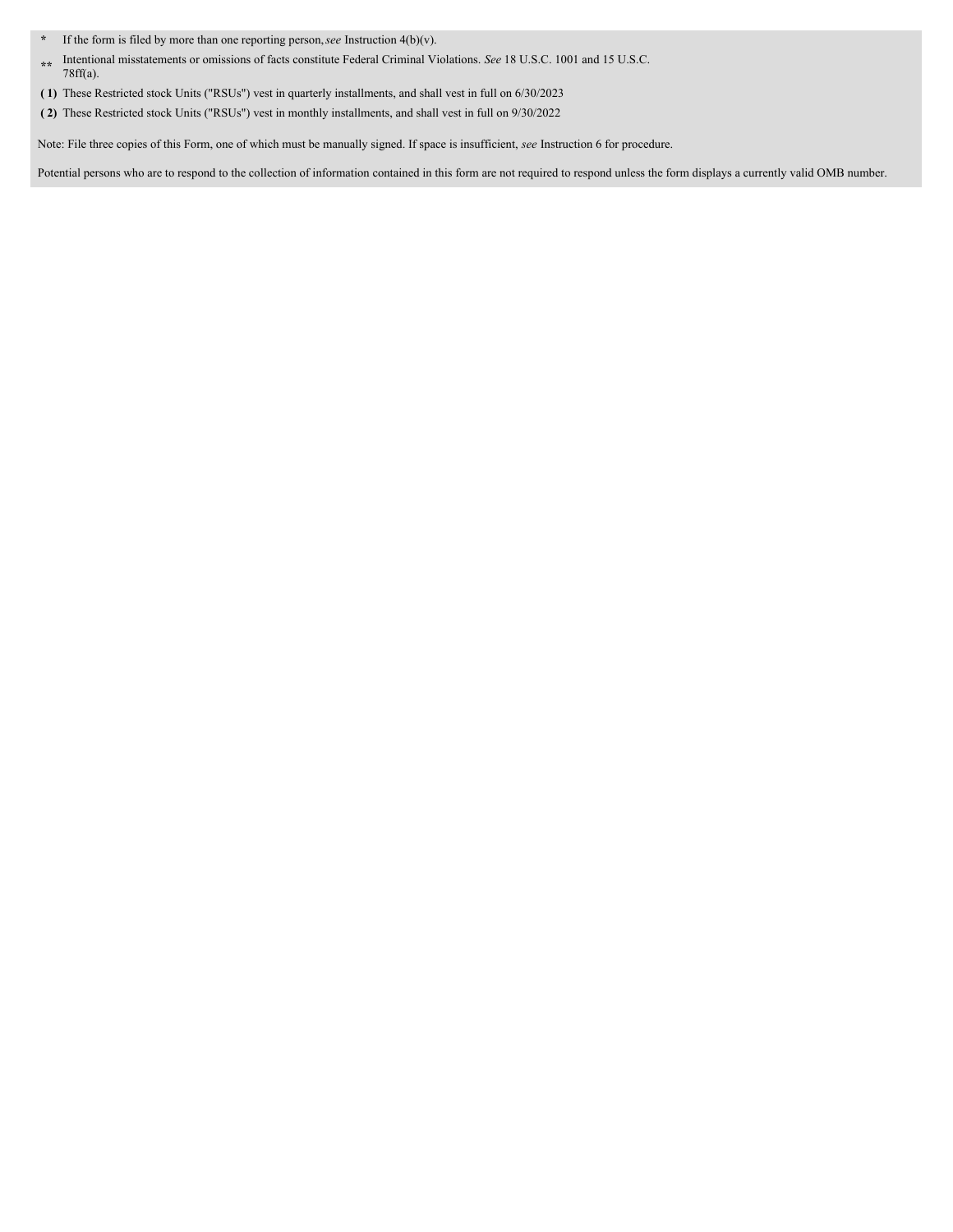\* If the form is filed by more than one reporting person, *see* Instruction 4(b)(v).

\*\* Intentional misstatements or omissions of facts constitute Federal Criminal Violations. *See* 18 U.S.C. 1001 and 15 U.S.C. 78ff(a).

**( 1)** These Restricted stock Units ("RSUs") vest in quarterly installments, and shall vest in full on 6/30/2023

**( 2)** These Restricted stock Units ("RSUs") vest in monthly installments, and shall vest in full on 9/30/2022

Note: File three copies of this Form, one of which must be manually signed. If space is insufficient, *see* Instruction 6 for procedure.

Potential persons who are to respond to the collection of information contained in this form are not required to respond unless the form displays a currently valid OMB number.